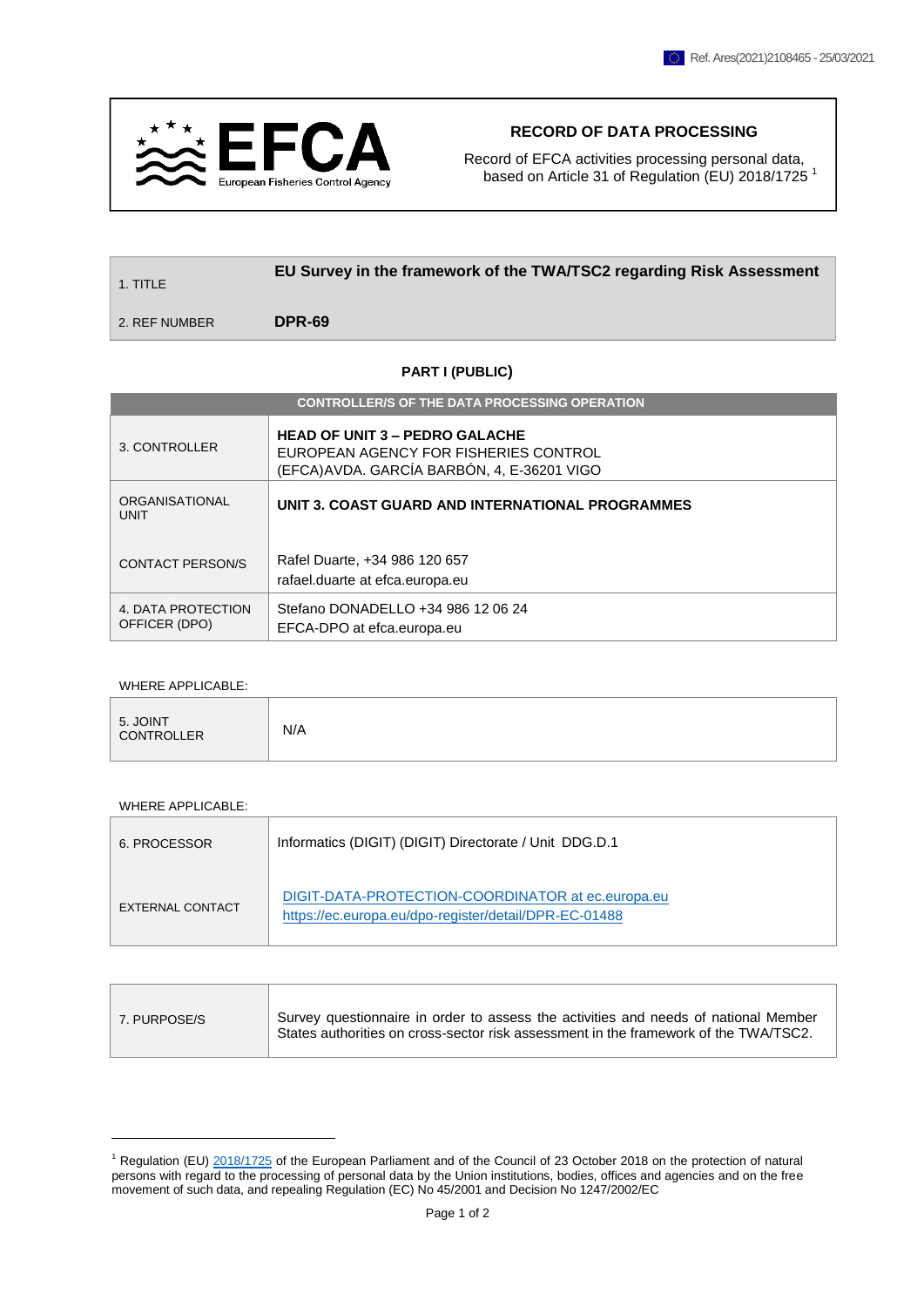Ref. Ares(2021)2108465 - 25/03/2021

EFCA European Fisheries Control Agency

## RECORD OF DATA PROCESSING

Record of EFCA activities processing personal data, based on Article 31 of Regulation (EU) 2018/1725 [1]

| | |
|---|---|
| 1. TITLE | **EU Survey in the framework of the TWA/TSC2 regarding Risk Assessment** |
| 2. REF NUMBER | **DPR-69** |

### PART I (PUBLIC)

| CONTROLLER/S OF THE DATA PROCESSING OPERATION | |
|---|---|
| 3. CONTROLLER | **HEAD OF UNIT 3 – PEDRO GALACHE**<br>EUROPEAN AGENCY FOR FISHERIES CONTROL (EFCA)AVDA. GARCÍA BARBÓN, 4, E-36201 VIGO |
| ORGANISATIONAL UNIT | **UNIT 3. COAST GUARD AND INTERNATIONAL PROGRAMMES** |
| CONTACT PERSON/S | Rafel Duarte, +34 986 120 657<br>rafael.duarte at efca.europa.eu |
| 4. DATA PROTECTION OFFICER (DPO) | Stefano DONADELLO +34 986 12 06 24<br>EFCA-DPO at efca.europa.eu |

WHERE APPLICABLE:

| | |
|---|---|
| 5. JOINT CONTROLLER | N/A |

WHERE APPLICABLE:

| | |
|---|---|
| 6. PROCESSOR | Informatics (DIGIT) (DIGIT) Directorate / Unit DDG.D.1 |
| EXTERNAL CONTACT | DIGIT-DATA-PROTECTION-COORDINATOR at ec.europa.eu<br>https://ec.europa.eu/dpo-register/detail/DPR-EC-01488 |

| | |
|---|---|
| 7. PURPOSE/S | Survey questionnaire in order to assess the activities and needs of national Member States authorities on cross-sector risk assessment in the framework of the TWA/TSC2. |

[1] Regulation (EU) 2018/1725 of the European Parliament and of the Council of 23 October 2018 on the protection of natural persons with regard to the processing of personal data by the Union institutions, bodies, offices and agencies and on the free movement of such data, and repealing Regulation (EC) No 45/2001 and Decision No 1247/2002/EC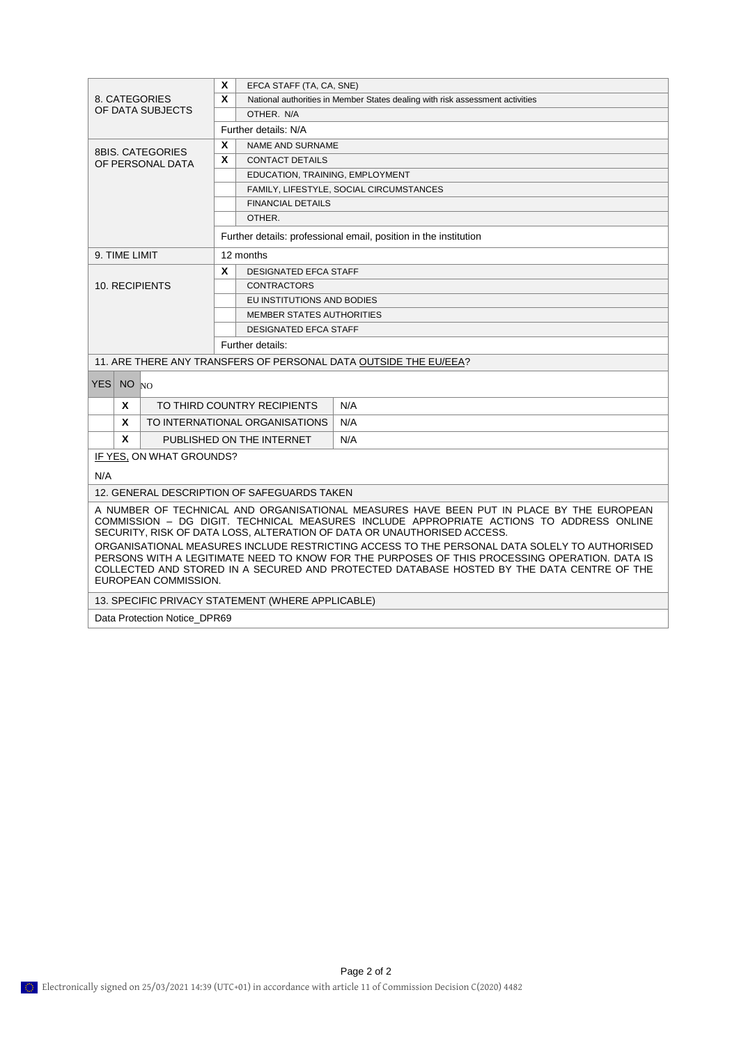| | | |
|---|---|---|
| 8. CATEGORIES OF DATA SUBJECTS | X | EFCA STAFF (TA, CA, SNE) |
| | X | National authorities in Member States dealing with risk assessment activities |
| | | OTHER. N/A |
| | Further details: N/A | |
| 8BIS. CATEGORIES OF PERSONAL DATA | X | NAME AND SURNAME |
| | X | CONTACT DETAILS |
| | | EDUCATION, TRAINING, EMPLOYMENT |
| | | FAMILY, LIFESTYLE, SOCIAL CIRCUMSTANCES |
| | | FINANCIAL DETAILS |
| | | OTHER. |
| | Further details: professional email, position in the institution | |
| 9. TIME LIMIT | 12 months | |
| 10. RECIPIENTS | X | DESIGNATED EFCA STAFF |
| | | CONTRACTORS |
| | | EU INSTITUTIONS AND BODIES |
| | | MEMBER STATES AUTHORITIES |
| | | DESIGNATED EFCA STAFF |
| | Further details: | |

11. ARE THERE ANY TRANSFERS OF PERSONAL DATA OUTSIDE THE EU/EEA?

| YES | NO | NO | |
|---|---|---|---|
| | X | TO THIRD COUNTRY RECIPIENTS | N/A |
| | X | TO INTERNATIONAL ORGANISATIONS | N/A |
| | X | PUBLISHED ON THE INTERNET | N/A |

IF YES, ON WHAT GROUNDS?

N/A

12. GENERAL DESCRIPTION OF SAFEGUARDS TAKEN

A NUMBER OF TECHNICAL AND ORGANISATIONAL MEASURES HAVE BEEN PUT IN PLACE BY THE EUROPEAN COMMISSION – DG DIGIT. TECHNICAL MEASURES INCLUDE APPROPRIATE ACTIONS TO ADDRESS ONLINE SECURITY, RISK OF DATA LOSS, ALTERATION OF DATA OR UNAUTHORISED ACCESS.

ORGANISATIONAL MEASURES INCLUDE RESTRICTING ACCESS TO THE PERSONAL DATA SOLELY TO AUTHORISED PERSONS WITH A LEGITIMATE NEED TO KNOW FOR THE PURPOSES OF THIS PROCESSING OPERATION. DATA IS COLLECTED AND STORED IN A SECURED AND PROTECTED DATABASE HOSTED BY THE DATA CENTRE OF THE EUROPEAN COMMISSION.

13. SPECIFIC PRIVACY STATEMENT (WHERE APPLICABLE)

Data Protection Notice_DPR69

Electronically signed on 25/03/2021 14:39 (UTC+01) in accordance with article 11 of Commission Decision C(2020) 4482